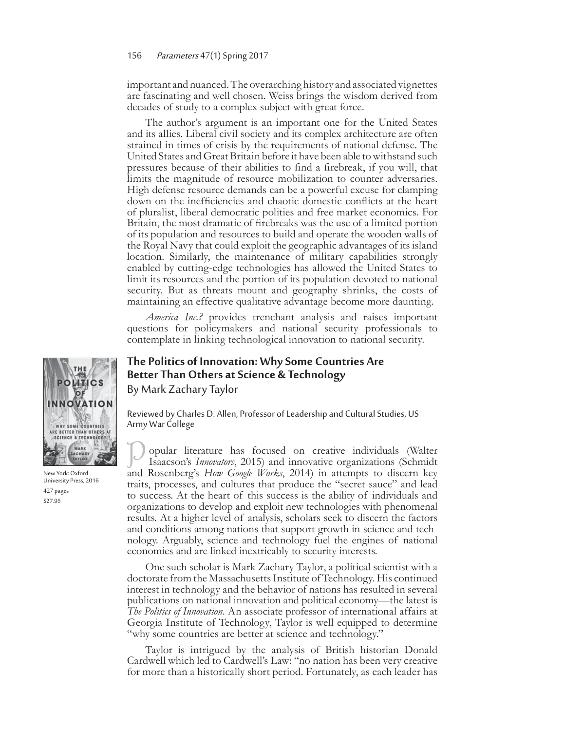important and nuanced. The overarching history and associated vignettes are fascinating and well chosen. Weiss brings the wisdom derived from decades of study to a complex subject with great force.

The author's argument is an important one for the United States and its allies. Liberal civil society and its complex architecture are often strained in times of crisis by the requirements of national defense. The United States and Great Britain before it have been able to withstand such pressures because of their abilities to find a firebreak, if you will, that limits the magnitude of resource mobilization to counter adversaries. High defense resource demands can be a powerful excuse for clamping down on the inefficiencies and chaotic domestic conflicts at the heart of pluralist, liberal democratic polities and free market economics. For Britain, the most dramatic of firebreaks was the use of a limited portion of its population and resources to build and operate the wooden walls of the Royal Navy that could exploit the geographic advantages of its island location. Similarly, the maintenance of military capabilities strongly enabled by cutting-edge technologies has allowed the United States to limit its resources and the portion of its population devoted to national security. But as threats mount and geography shrinks, the costs of maintaining an effective qualitative advantage become more daunting.

*America Inc.?* provides trenchant analysis and raises important questions for policymakers and national security professionals to contemplate in linking technological innovation to national security.

## The Politics of Innovation: Why Some Countries Are Better Than Others at Science & Technology

By Mark Zachary Taylor

New York: Oxford University Press, 2016
427 pages
$27.95

Reviewed by Charles D. Allen, Professor of Leadership and Cultural Studies, US Army War College

Popular literature has focused on creative individuals (Walter Isaacson's *Innovators*, 2015) and innovative organizations (Schmidt and Rosenberg's *How Google Works*, 2014) in attempts to discern key traits, processes, and cultures that produce the "secret sauce" and lead to success. At the heart of this success is the ability of individuals and organizations to develop and exploit new technologies with phenomenal results. At a higher level of analysis, scholars seek to discern the factors and conditions among nations that support growth in science and technology. Arguably, science and technology fuel the engines of national economies and are linked inextricably to security interests.

One such scholar is Mark Zachary Taylor, a political scientist with a doctorate from the Massachusetts Institute of Technology. His continued interest in technology and the behavior of nations has resulted in several publications on national innovation and political economy—the latest is *The Politics of Innovation*. An associate professor of international affairs at Georgia Institute of Technology, Taylor is well equipped to determine "why some countries are better at science and technology."

Taylor is intrigued by the analysis of British historian Donald Cardwell which led to Cardwell's Law: "no nation has been very creative for more than a historically short period. Fortunately, as each leader has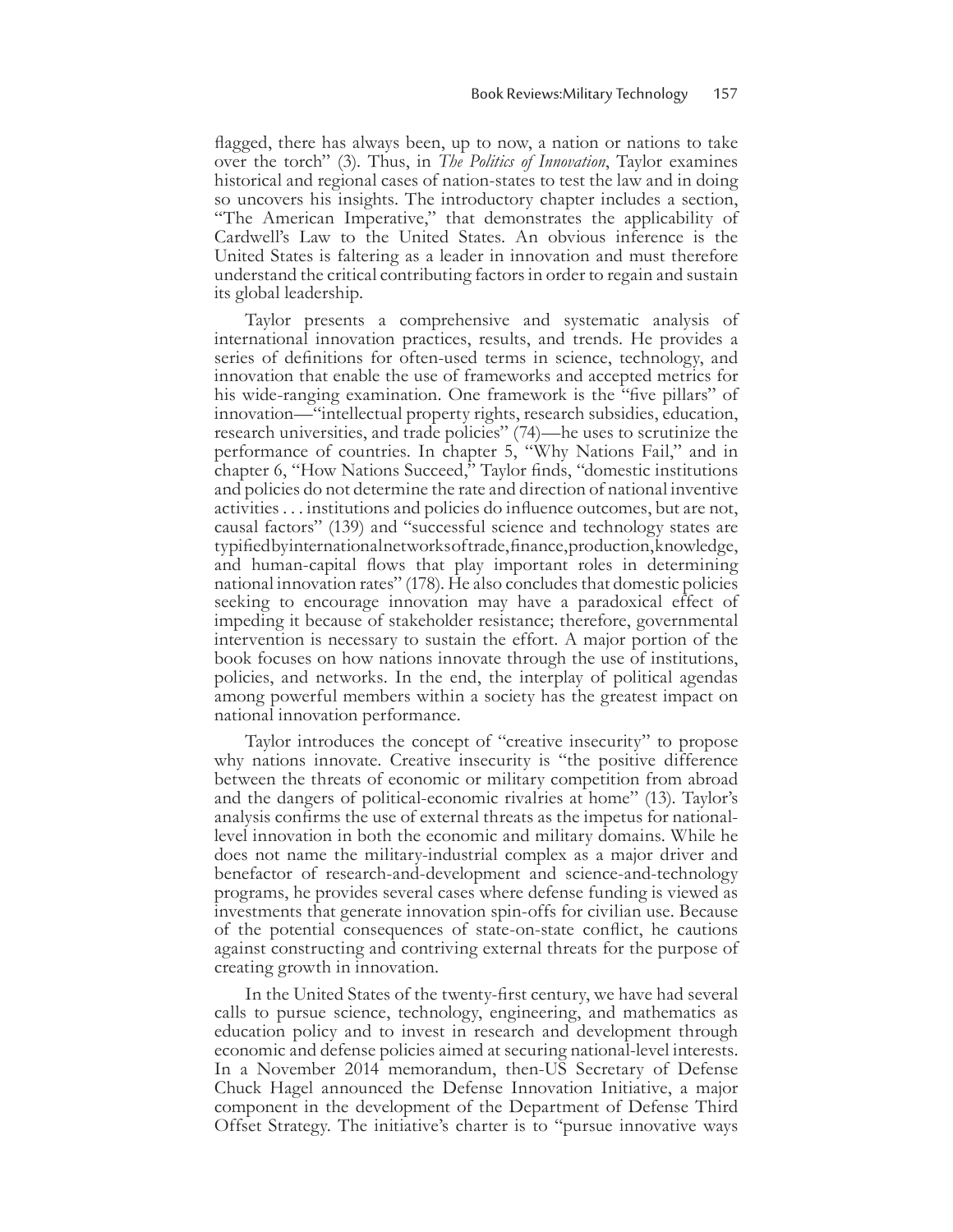flagged, there has always been, up to now, a nation or nations to take over the torch" (3). Thus, in *The Politics of Innovation*, Taylor examines historical and regional cases of nation-states to test the law and in doing so uncovers his insights. The introductory chapter includes a section, "The American Imperative," that demonstrates the applicability of Cardwell's Law to the United States. An obvious inference is the United States is faltering as a leader in innovation and must therefore understand the critical contributing factors in order to regain and sustain its global leadership.

Taylor presents a comprehensive and systematic analysis of international innovation practices, results, and trends. He provides a series of definitions for often-used terms in science, technology, and innovation that enable the use of frameworks and accepted metrics for his wide-ranging examination. One framework is the "five pillars" of innovation—"intellectual property rights, research subsidies, education, research universities, and trade policies" (74)—he uses to scrutinize the performance of countries. In chapter 5, "Why Nations Fail," and in chapter 6, "How Nations Succeed," Taylor finds, "domestic institutions and policies do not determine the rate and direction of national inventive activities . . . institutions and policies do influence outcomes, but are not, causal factors" (139) and "successful science and technology states are typified by international networks of trade, finance, production, knowledge, and human-capital flows that play important roles in determining national innovation rates" (178). He also concludes that domestic policies seeking to encourage innovation may have a paradoxical effect of impeding it because of stakeholder resistance; therefore, governmental intervention is necessary to sustain the effort. A major portion of the book focuses on how nations innovate through the use of institutions, policies, and networks. In the end, the interplay of political agendas among powerful members within a society has the greatest impact on national innovation performance.

Taylor introduces the concept of "creative insecurity" to propose why nations innovate. Creative insecurity is "the positive difference between the threats of economic or military competition from abroad and the dangers of political-economic rivalries at home" (13). Taylor's analysis confirms the use of external threats as the impetus for national-level innovation in both the economic and military domains. While he does not name the military-industrial complex as a major driver and benefactor of research-and-development and science-and-technology programs, he provides several cases where defense funding is viewed as investments that generate innovation spin-offs for civilian use. Because of the potential consequences of state-on-state conflict, he cautions against constructing and contriving external threats for the purpose of creating growth in innovation.

In the United States of the twenty-first century, we have had several calls to pursue science, technology, engineering, and mathematics as education policy and to invest in research and development through economic and defense policies aimed at securing national-level interests. In a November 2014 memorandum, then-US Secretary of Defense Chuck Hagel announced the Defense Innovation Initiative, a major component in the development of the Department of Defense Third Offset Strategy. The initiative's charter is to "pursue innovative ways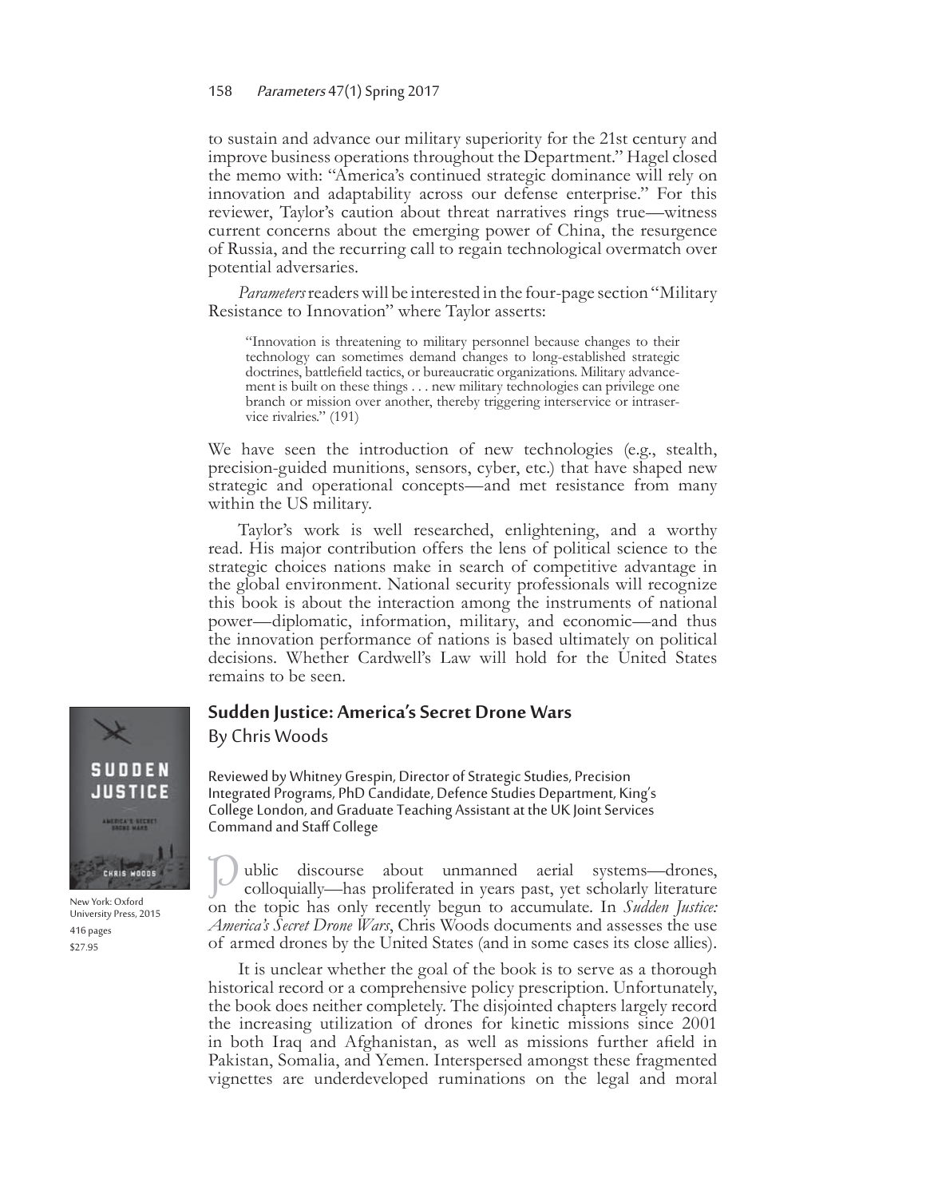to sustain and advance our military superiority for the 21st century and improve business operations throughout the Department." Hagel closed the memo with: "America's continued strategic dominance will rely on innovation and adaptability across our defense enterprise." For this reviewer, Taylor's caution about threat narratives rings true—witness current concerns about the emerging power of China, the resurgence of Russia, and the recurring call to regain technological overmatch over potential adversaries.

*Parameters* readers will be interested in the four-page section "Military Resistance to Innovation" where Taylor asserts:

> "Innovation is threatening to military personnel because changes to their technology can sometimes demand changes to long-established strategic doctrines, battlefield tactics, or bureaucratic organizations. Military advancement is built on these things . . . new military technologies can privilege one branch or mission over another, thereby triggering interservice or intraservice rivalries." (191)

We have seen the introduction of new technologies (e.g., stealth, precision-guided munitions, sensors, cyber, etc.) that have shaped new strategic and operational concepts—and met resistance from many within the US military.

Taylor's work is well researched, enlightening, and a worthy read. His major contribution offers the lens of political science to the strategic choices nations make in search of competitive advantage in the global environment. National security professionals will recognize this book is about the interaction among the instruments of national power—diplomatic, information, military, and economic—and thus the innovation performance of nations is based ultimately on political decisions. Whether Cardwell's Law will hold for the United States remains to be seen.

## Sudden Justice: America's Secret Drone Wars

By Chris Woods

New York: Oxford University Press, 2015
416 pages
$27.95

Reviewed by Whitney Grespin, Director of Strategic Studies, Precision Integrated Programs, PhD Candidate, Defence Studies Department, King's College London, and Graduate Teaching Assistant at the UK Joint Services Command and Staff College

Public discourse about unmanned aerial systems—drones, colloquially—has proliferated in years past, yet scholarly literature on the topic has only recently begun to accumulate. In *Sudden Justice: America's Secret Drone Wars*, Chris Woods documents and assesses the use of armed drones by the United States (and in some cases its close allies).

It is unclear whether the goal of the book is to serve as a thorough historical record or a comprehensive policy prescription. Unfortunately, the book does neither completely. The disjointed chapters largely record the increasing utilization of drones for kinetic missions since 2001 in both Iraq and Afghanistan, as well as missions further afield in Pakistan, Somalia, and Yemen. Interspersed amongst these fragmented vignettes are underdeveloped ruminations on the legal and moral